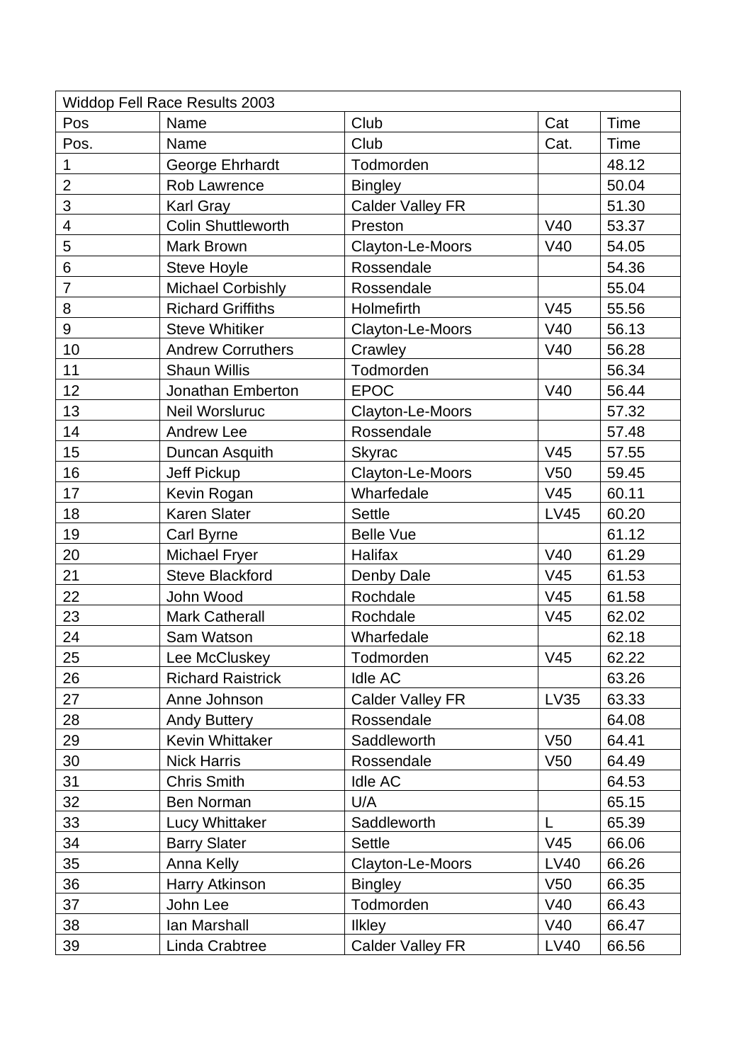| Widdop Fell Race Results 2003 | | | | |
|---|---|---|---|---|
| Pos | Name | Club | Cat | Time |
| Pos. | Name | Club | Cat. | Time |
| 1 | George Ehrhardt | Todmorden | | 48.12 |
| 2 | Rob Lawrence | Bingley | | 50.04 |
| 3 | Karl Gray | Calder Valley FR | | 51.30 |
| 4 | Colin Shuttleworth | Preston | V40 | 53.37 |
| 5 | Mark Brown | Clayton-Le-Moors | V40 | 54.05 |
| 6 | Steve Hoyle | Rossendale | | 54.36 |
| 7 | Michael Corbishly | Rossendale | | 55.04 |
| 8 | Richard Griffiths | Holmefirth | V45 | 55.56 |
| 9 | Steve Whitiker | Clayton-Le-Moors | V40 | 56.13 |
| 10 | Andrew Corruthers | Crawley | V40 | 56.28 |
| 11 | Shaun Willis | Todmorden | | 56.34 |
| 12 | Jonathan Emberton | EPOC | V40 | 56.44 |
| 13 | Neil Worsluruc | Clayton-Le-Moors | | 57.32 |
| 14 | Andrew Lee | Rossendale | | 57.48 |
| 15 | Duncan Asquith | Skyrac | V45 | 57.55 |
| 16 | Jeff Pickup | Clayton-Le-Moors | V50 | 59.45 |
| 17 | Kevin Rogan | Wharfedale | V45 | 60.11 |
| 18 | Karen Slater | Settle | LV45 | 60.20 |
| 19 | Carl Byrne | Belle Vue | | 61.12 |
| 20 | Michael Fryer | Halifax | V40 | 61.29 |
| 21 | Steve Blackford | Denby Dale | V45 | 61.53 |
| 22 | John Wood | Rochdale | V45 | 61.58 |
| 23 | Mark Catherall | Rochdale | V45 | 62.02 |
| 24 | Sam Watson | Wharfedale | | 62.18 |
| 25 | Lee McCluskey | Todmorden | V45 | 62.22 |
| 26 | Richard Raistrick | Idle AC | | 63.26 |
| 27 | Anne Johnson | Calder Valley FR | LV35 | 63.33 |
| 28 | Andy Buttery | Rossendale | | 64.08 |
| 29 | Kevin Whittaker | Saddleworth | V50 | 64.41 |
| 30 | Nick Harris | Rossendale | V50 | 64.49 |
| 31 | Chris Smith | Idle AC | | 64.53 |
| 32 | Ben Norman | U/A | | 65.15 |
| 33 | Lucy Whittaker | Saddleworth | L | 65.39 |
| 34 | Barry Slater | Settle | V45 | 66.06 |
| 35 | Anna Kelly | Clayton-Le-Moors | LV40 | 66.26 |
| 36 | Harry Atkinson | Bingley | V50 | 66.35 |
| 37 | John Lee | Todmorden | V40 | 66.43 |
| 38 | Ian Marshall | Ilkley | V40 | 66.47 |
| 39 | Linda Crabtree | Calder Valley FR | LV40 | 66.56 |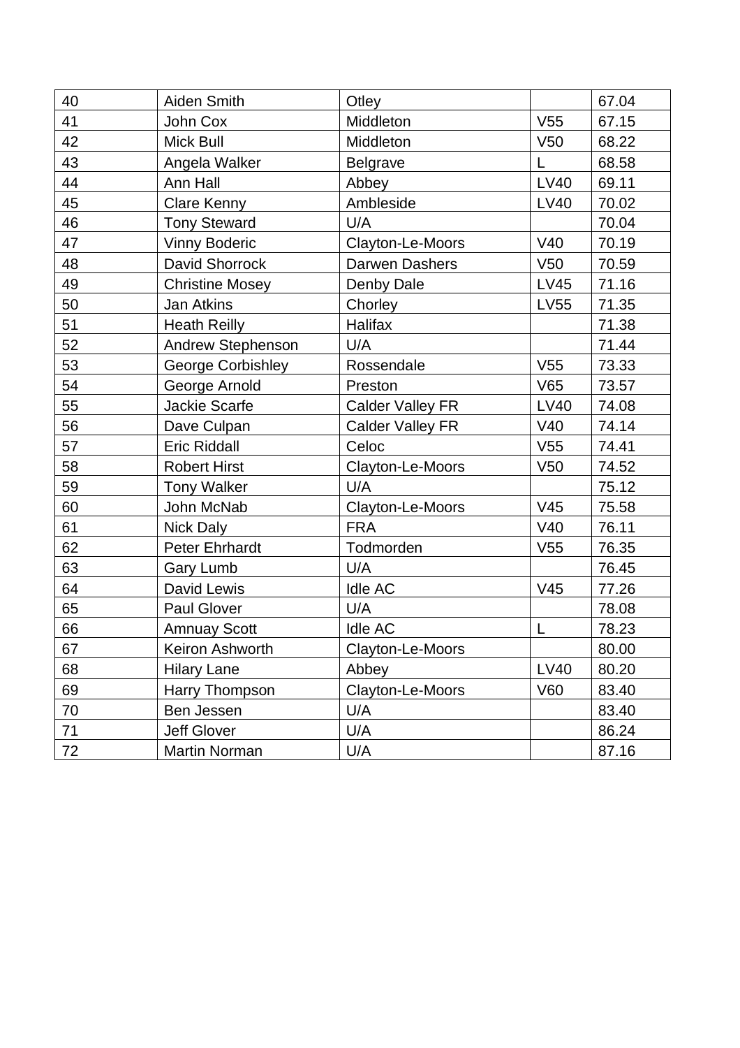| | | | | |
|---|---|---|---|---|
| 40 | Aiden Smith | Otley | | 67.04 |
| 41 | John Cox | Middleton | V55 | 67.15 |
| 42 | Mick Bull | Middleton | V50 | 68.22 |
| 43 | Angela Walker | Belgrave | L | 68.58 |
| 44 | Ann Hall | Abbey | LV40 | 69.11 |
| 45 | Clare Kenny | Ambleside | LV40 | 70.02 |
| 46 | Tony Steward | U/A | | 70.04 |
| 47 | Vinny Boderic | Clayton-Le-Moors | V40 | 70.19 |
| 48 | David Shorrock | Darwen Dashers | V50 | 70.59 |
| 49 | Christine Mosey | Denby Dale | LV45 | 71.16 |
| 50 | Jan Atkins | Chorley | LV55 | 71.35 |
| 51 | Heath Reilly | Halifax | | 71.38 |
| 52 | Andrew Stephenson | U/A | | 71.44 |
| 53 | George Corbishley | Rossendale | V55 | 73.33 |
| 54 | George Arnold | Preston | V65 | 73.57 |
| 55 | Jackie Scarfe | Calder Valley FR | LV40 | 74.08 |
| 56 | Dave Culpan | Calder Valley FR | V40 | 74.14 |
| 57 | Eric Riddall | Celoc | V55 | 74.41 |
| 58 | Robert Hirst | Clayton-Le-Moors | V50 | 74.52 |
| 59 | Tony Walker | U/A | | 75.12 |
| 60 | John McNab | Clayton-Le-Moors | V45 | 75.58 |
| 61 | Nick Daly | FRA | V40 | 76.11 |
| 62 | Peter Ehrhardt | Todmorden | V55 | 76.35 |
| 63 | Gary Lumb | U/A | | 76.45 |
| 64 | David Lewis | Idle AC | V45 | 77.26 |
| 65 | Paul Glover | U/A | | 78.08 |
| 66 | Amnuay Scott | Idle AC | L | 78.23 |
| 67 | Keiron Ashworth | Clayton-Le-Moors | | 80.00 |
| 68 | Hilary Lane | Abbey | LV40 | 80.20 |
| 69 | Harry Thompson | Clayton-Le-Moors | V60 | 83.40 |
| 70 | Ben Jessen | U/A | | 83.40 |
| 71 | Jeff Glover | U/A | | 86.24 |
| 72 | Martin Norman | U/A | | 87.16 |